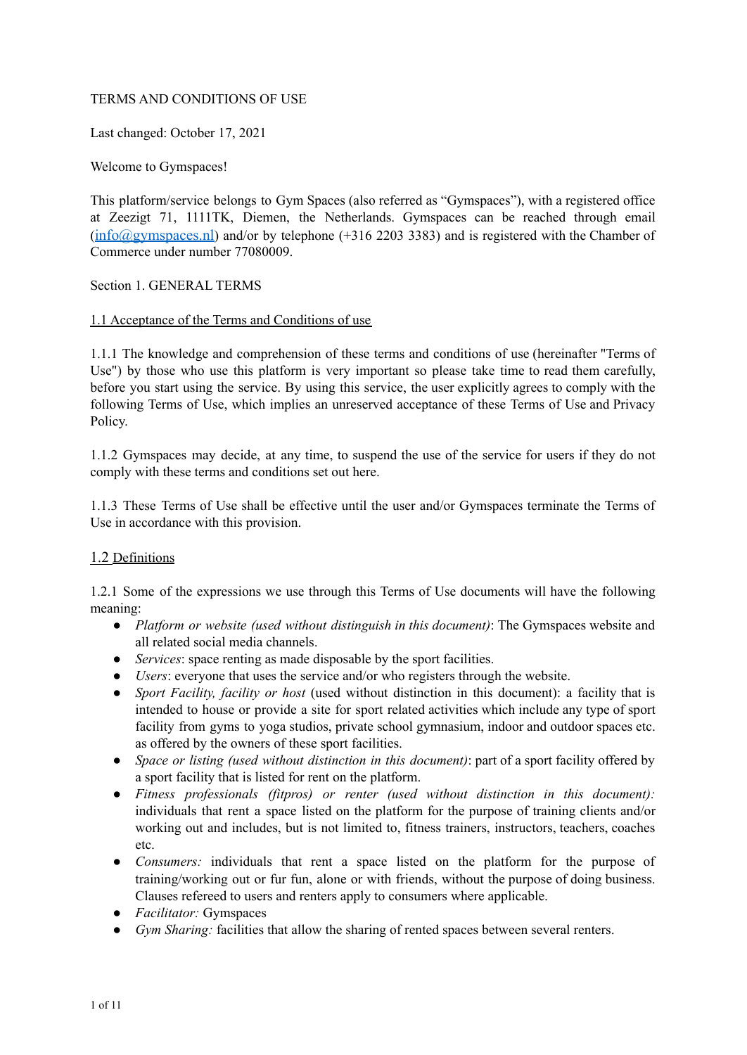TERMS AND CONDITIONS OF USE

Last changed: October 17, 2021

Welcome to Gymspaces!

This platform/service belongs to Gym Spaces (also referred as "Gymspaces"), with a registered office at Zeezigt 71, 1111TK, Diemen, the Netherlands. Gymspaces can be reached through email (info@gymspaces.nl) and/or by telephone (+316 2203 3383) and is registered with the Chamber of Commerce under number 77080009.

Section 1. GENERAL TERMS

1.1 Acceptance of the Terms and Conditions of use

1.1.1 The knowledge and comprehension of these terms and conditions of use (hereinafter "Terms of Use") by those who use this platform is very important so please take time to read them carefully, before you start using the service. By using this service, the user explicitly agrees to comply with the following Terms of Use, which implies an unreserved acceptance of these Terms of Use and Privacy Policy.

1.1.2 Gymspaces may decide, at any time, to suspend the use of the service for users if they do not comply with these terms and conditions set out here.

1.1.3 These Terms of Use shall be effective until the user and/or Gymspaces terminate the Terms of Use in accordance with this provision.

1.2 Definitions

1.2.1 Some of the expressions we use through this Terms of Use documents will have the following meaning:

- *Platform or website (used without distinguish in this document)*: The Gymspaces website and all related social media channels.
- *Services*: space renting as made disposable by the sport facilities.
- *Users*: everyone that uses the service and/or who registers through the website.
- *Sport Facility, facility or host* (used without distinction in this document): a facility that is intended to house or provide a site for sport related activities which include any type of sport facility from gyms to yoga studios, private school gymnasium, indoor and outdoor spaces etc. as offered by the owners of these sport facilities.
- *Space or listing (used without distinction in this document)*: part of a sport facility offered by a sport facility that is listed for rent on the platform.
- *Fitness professionals (fitpros) or renter (used without distinction in this document):* individuals that rent a space listed on the platform for the purpose of training clients and/or working out and includes, but is not limited to, fitness trainers, instructors, teachers, coaches etc.
- *Consumers:* individuals that rent a space listed on the platform for the purpose of training/working out or fur fun, alone or with friends, without the purpose of doing business. Clauses refereed to users and renters apply to consumers where applicable.
- *Facilitator:* Gymspaces
- *Gym Sharing:* facilities that allow the sharing of rented spaces between several renters.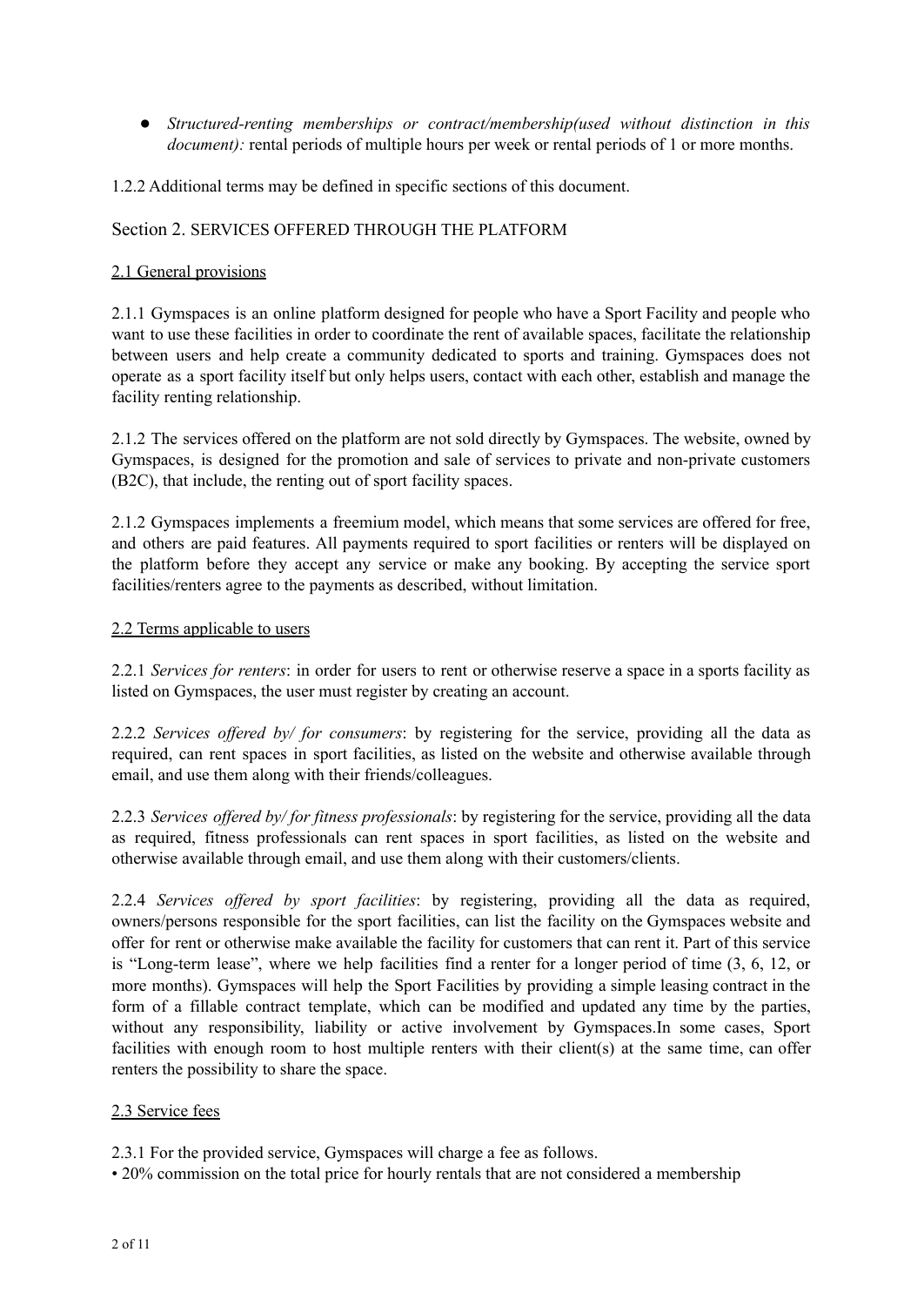- *Structured-renting memberships or contract/membership(used without distinction in this document):* rental periods of multiple hours per week or rental periods of 1 or more months.

1.2.2 Additional terms may be defined in specific sections of this document.

## Section 2. SERVICES OFFERED THROUGH THE PLATFORM

### 2.1 General provisions

2.1.1 Gymspaces is an online platform designed for people who have a Sport Facility and people who want to use these facilities in order to coordinate the rent of available spaces, facilitate the relationship between users and help create a community dedicated to sports and training. Gymspaces does not operate as a sport facility itself but only helps users, contact with each other, establish and manage the facility renting relationship.

2.1.2 The services offered on the platform are not sold directly by Gymspaces. The website, owned by Gymspaces, is designed for the promotion and sale of services to private and non-private customers (B2C), that include, the renting out of sport facility spaces.

2.1.2 Gymspaces implements a freemium model, which means that some services are offered for free, and others are paid features. All payments required to sport facilities or renters will be displayed on the platform before they accept any service or make any booking. By accepting the service sport facilities/renters agree to the payments as described, without limitation.

### 2.2 Terms applicable to users

2.2.1 *Services for renters*: in order for users to rent or otherwise reserve a space in a sports facility as listed on Gymspaces, the user must register by creating an account.

2.2.2 *Services offered by/ for consumers*: by registering for the service, providing all the data as required, can rent spaces in sport facilities, as listed on the website and otherwise available through email, and use them along with their friends/colleagues.

2.2.3 *Services offered by/ for fitness professionals*: by registering for the service, providing all the data as required, fitness professionals can rent spaces in sport facilities, as listed on the website and otherwise available through email, and use them along with their customers/clients.

2.2.4 *Services offered by sport facilities*: by registering, providing all the data as required, owners/persons responsible for the sport facilities, can list the facility on the Gymspaces website and offer for rent or otherwise make available the facility for customers that can rent it. Part of this service is "Long-term lease", where we help facilities find a renter for a longer period of time (3, 6, 12, or more months). Gymspaces will help the Sport Facilities by providing a simple leasing contract in the form of a fillable contract template, which can be modified and updated any time by the parties, without any responsibility, liability or active involvement by Gymspaces.In some cases, Sport facilities with enough room to host multiple renters with their client(s) at the same time, can offer renters the possibility to share the space.

### 2.3 Service fees

2.3.1 For the provided service, Gymspaces will charge a fee as follows.

• 20% commission on the total price for hourly rentals that are not considered a membership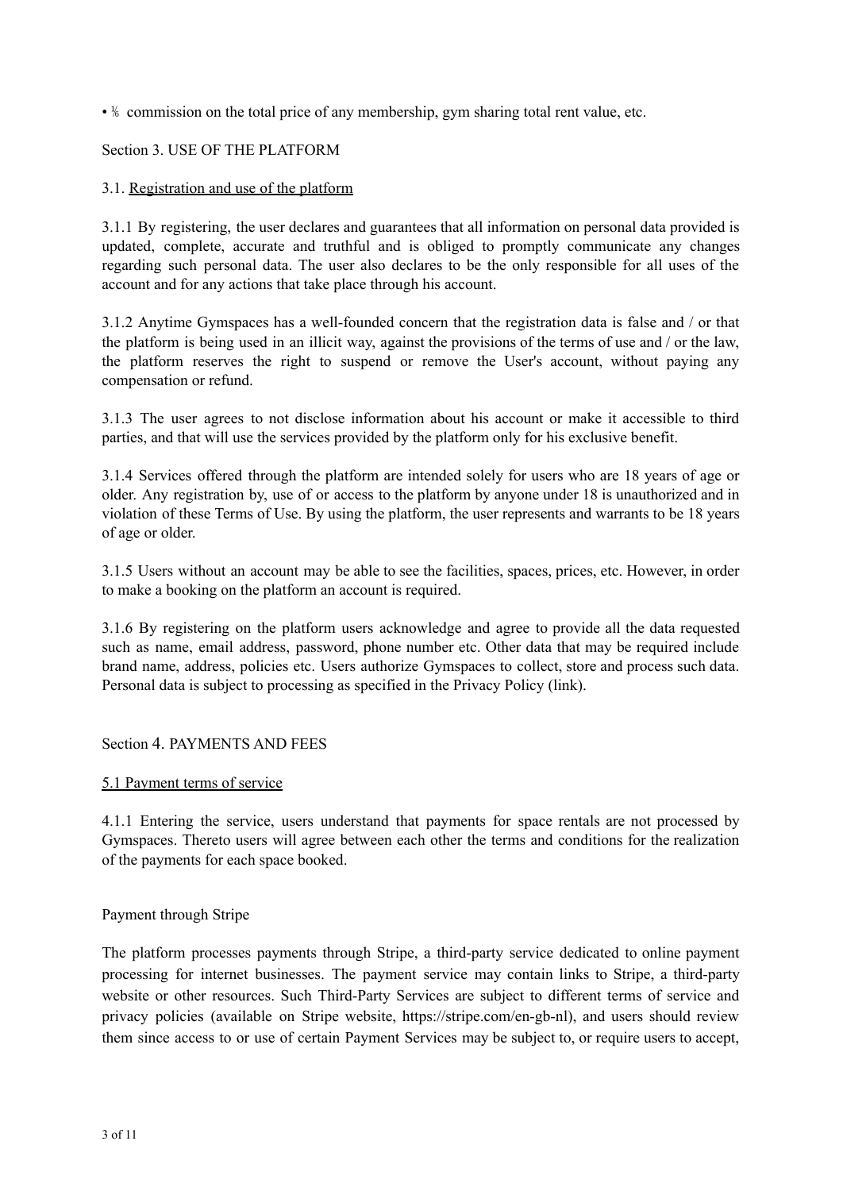- ⅛ commission on the total price of any membership, gym sharing total rent value, etc.

Section 3. USE OF THE PLATFORM

3.1. Registration and use of the platform

3.1.1 By registering, the user declares and guarantees that all information on personal data provided is updated, complete, accurate and truthful and is obliged to promptly communicate any changes regarding such personal data. The user also declares to be the only responsible for all uses of the account and for any actions that take place through his account.

3.1.2 Anytime Gymspaces has a well-founded concern that the registration data is false and / or that the platform is being used in an illicit way, against the provisions of the terms of use and / or the law, the platform reserves the right to suspend or remove the User's account, without paying any compensation or refund.

3.1.3 The user agrees to not disclose information about his account or make it accessible to third parties, and that will use the services provided by the platform only for his exclusive benefit.

3.1.4 Services offered through the platform are intended solely for users who are 18 years of age or older. Any registration by, use of or access to the platform by anyone under 18 is unauthorized and in violation of these Terms of Use. By using the platform, the user represents and warrants to be 18 years of age or older.

3.1.5 Users without an account may be able to see the facilities, spaces, prices, etc. However, in order to make a booking on the platform an account is required.

3.1.6 By registering on the platform users acknowledge and agree to provide all the data requested such as name, email address, password, phone number etc. Other data that may be required include brand name, address, policies etc. Users authorize Gymspaces to collect, store and process such data. Personal data is subject to processing as specified in the Privacy Policy (link).

Section 4. PAYMENTS AND FEES

5.1 Payment terms of service

4.1.1 Entering the service, users understand that payments for space rentals are not processed by Gymspaces. Thereto users will agree between each other the terms and conditions for the realization of the payments for each space booked.

Payment through Stripe

The platform processes payments through Stripe, a third-party service dedicated to online payment processing for internet businesses. The payment service may contain links to Stripe, a third-party website or other resources. Such Third-Party Services are subject to different terms of service and privacy policies (available on Stripe website, https://stripe.com/en-gb-nl), and users should review them since access to or use of certain Payment Services may be subject to, or require users to accept,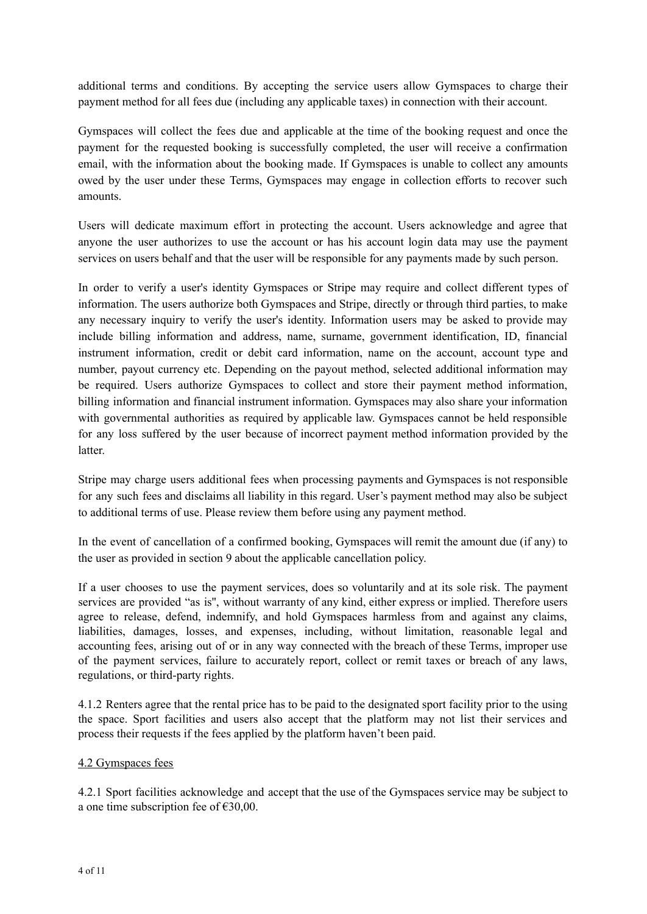additional terms and conditions. By accepting the service users allow Gymspaces to charge their payment method for all fees due (including any applicable taxes) in connection with their account.

Gymspaces will collect the fees due and applicable at the time of the booking request and once the payment for the requested booking is successfully completed, the user will receive a confirmation email, with the information about the booking made. If Gymspaces is unable to collect any amounts owed by the user under these Terms, Gymspaces may engage in collection efforts to recover such amounts.

Users will dedicate maximum effort in protecting the account. Users acknowledge and agree that anyone the user authorizes to use the account or has his account login data may use the payment services on users behalf and that the user will be responsible for any payments made by such person.

In order to verify a user's identity Gymspaces or Stripe may require and collect different types of information. The users authorize both Gymspaces and Stripe, directly or through third parties, to make any necessary inquiry to verify the user's identity. Information users may be asked to provide may include billing information and address, name, surname, government identification, ID, financial instrument information, credit or debit card information, name on the account, account type and number, payout currency etc. Depending on the payout method, selected additional information may be required. Users authorize Gymspaces to collect and store their payment method information, billing information and financial instrument information. Gymspaces may also share your information with governmental authorities as required by applicable law. Gymspaces cannot be held responsible for any loss suffered by the user because of incorrect payment method information provided by the latter.

Stripe may charge users additional fees when processing payments and Gymspaces is not responsible for any such fees and disclaims all liability in this regard. User's payment method may also be subject to additional terms of use. Please review them before using any payment method.

In the event of cancellation of a confirmed booking, Gymspaces will remit the amount due (if any) to the user as provided in section 9 about the applicable cancellation policy.

If a user chooses to use the payment services, does so voluntarily and at its sole risk. The payment services are provided "as is", without warranty of any kind, either express or implied. Therefore users agree to release, defend, indemnify, and hold Gymspaces harmless from and against any claims, liabilities, damages, losses, and expenses, including, without limitation, reasonable legal and accounting fees, arising out of or in any way connected with the breach of these Terms, improper use of the payment services, failure to accurately report, collect or remit taxes or breach of any laws, regulations, or third-party rights.

4.1.2 Renters agree that the rental price has to be paid to the designated sport facility prior to the using the space. Sport facilities and users also accept that the platform may not list their services and process their requests if the fees applied by the platform haven't been paid.

<u>4.2 Gymspaces fees</u>

4.2.1 Sport facilities acknowledge and accept that the use of the Gymspaces service may be subject to a one time subscription fee of €30,00.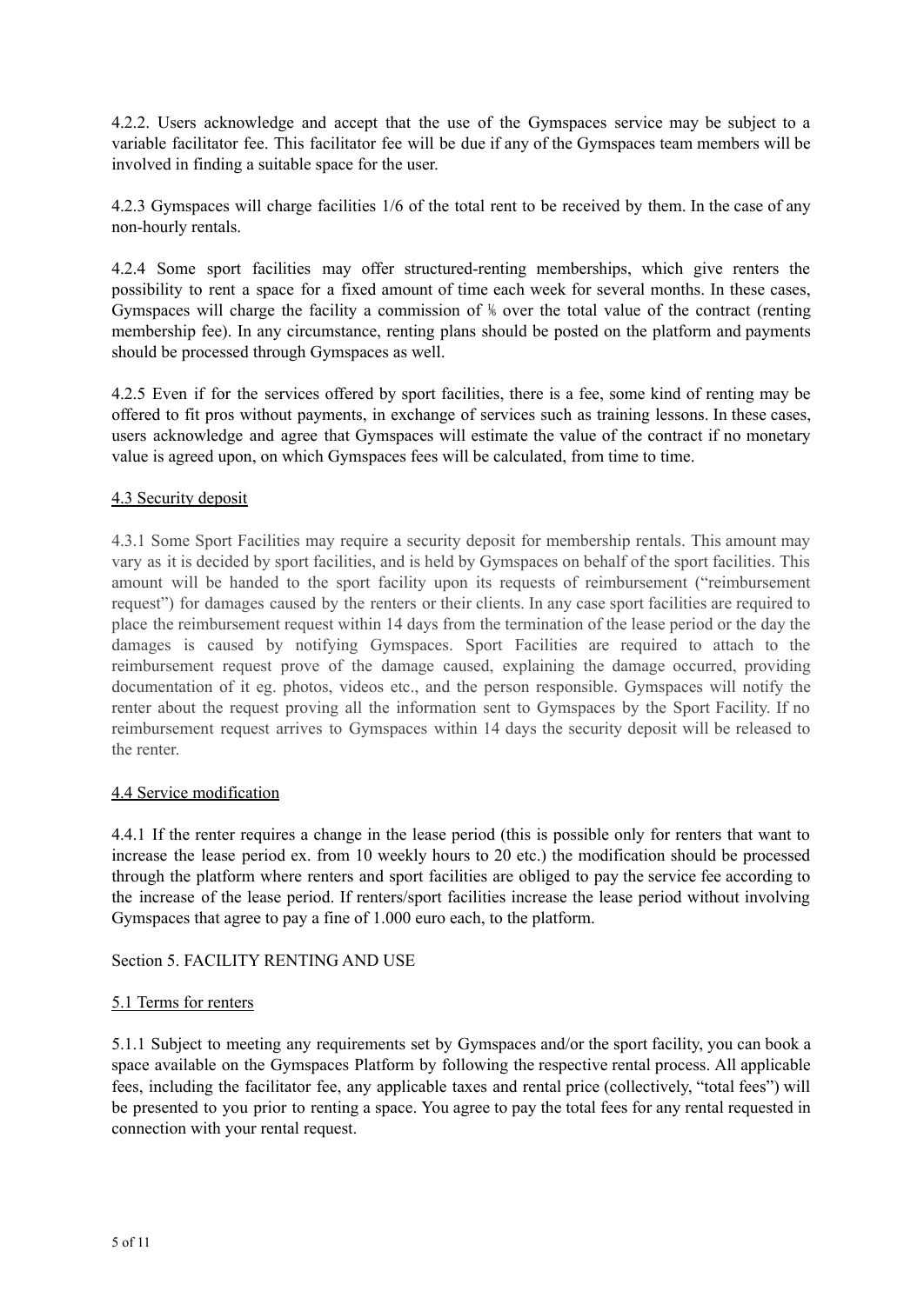4.2.2. Users acknowledge and accept that the use of the Gymspaces service may be subject to a variable facilitator fee. This facilitator fee will be due if any of the Gymspaces team members will be involved in finding a suitable space for the user.

4.2.3 Gymspaces will charge facilities 1/6 of the total rent to be received by them. In the case of any non-hourly rentals.

4.2.4 Some sport facilities may offer structured-renting memberships, which give renters the possibility to rent a space for a fixed amount of time each week for several months. In these cases, Gymspaces will charge the facility a commission of ⅙ over the total value of the contract (renting membership fee). In any circumstance, renting plans should be posted on the platform and payments should be processed through Gymspaces as well.

4.2.5 Even if for the services offered by sport facilities, there is a fee, some kind of renting may be offered to fit pros without payments, in exchange of services such as training lessons. In these cases, users acknowledge and agree that Gymspaces will estimate the value of the contract if no monetary value is agreed upon, on which Gymspaces fees will be calculated, from time to time.

<u>4.3 Security deposit</u>

4.3.1 Some Sport Facilities may require a security deposit for membership rentals. This amount may vary as it is decided by sport facilities, and is held by Gymspaces on behalf of the sport facilities. This amount will be handed to the sport facility upon its requests of reimbursement ("reimbursement request") for damages caused by the renters or their clients. In any case sport facilities are required to place the reimbursement request within 14 days from the termination of the lease period or the day the damages is caused by notifying Gymspaces. Sport Facilities are required to attach to the reimbursement request prove of the damage caused, explaining the damage occurred, providing documentation of it eg. photos, videos etc., and the person responsible. Gymspaces will notify the renter about the request proving all the information sent to Gymspaces by the Sport Facility. If no reimbursement request arrives to Gymspaces within 14 days the security deposit will be released to the renter.

<u>4.4 Service modification</u>

4.4.1 If the renter requires a change in the lease period (this is possible only for renters that want to increase the lease period ex. from 10 weekly hours to 20 etc.) the modification should be processed through the platform where renters and sport facilities are obliged to pay the service fee according to the increase of the lease period. If renters/sport facilities increase the lease period without involving Gymspaces that agree to pay a fine of 1.000 euro each, to the platform.

Section 5. FACILITY RENTING AND USE

<u>5.1 Terms for renters</u>

5.1.1 Subject to meeting any requirements set by Gymspaces and/or the sport facility, you can book a space available on the Gymspaces Platform by following the respective rental process. All applicable fees, including the facilitator fee, any applicable taxes and rental price (collectively, "total fees") will be presented to you prior to renting a space. You agree to pay the total fees for any rental requested in connection with your rental request.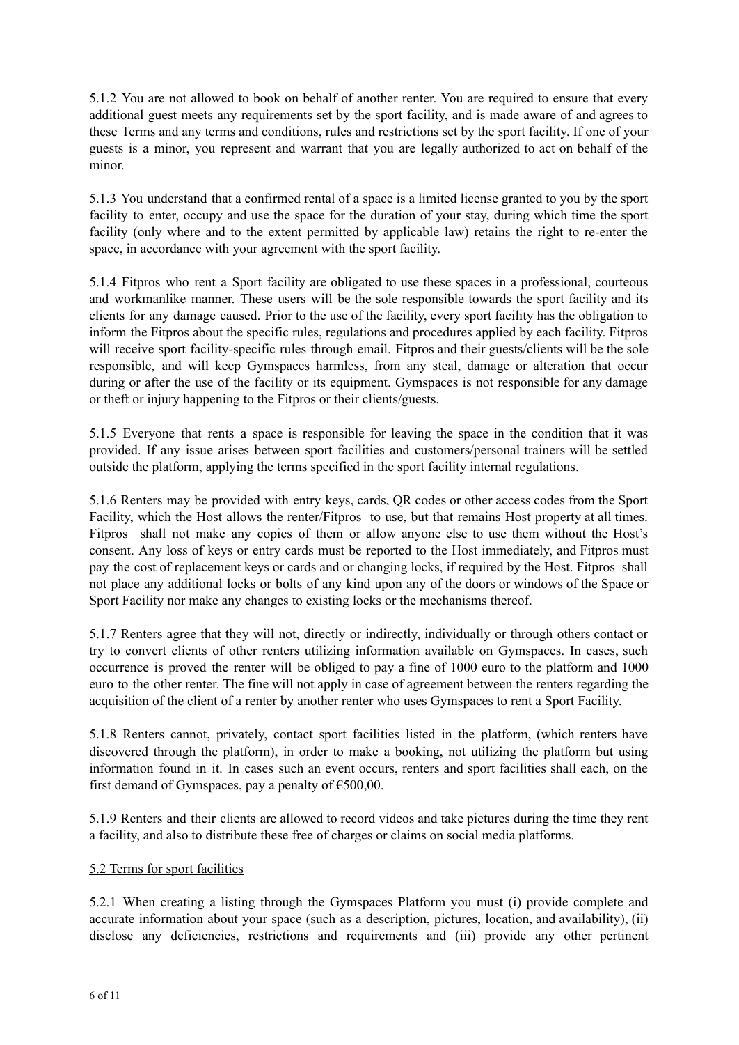5.1.2 You are not allowed to book on behalf of another renter. You are required to ensure that every additional guest meets any requirements set by the sport facility, and is made aware of and agrees to these Terms and any terms and conditions, rules and restrictions set by the sport facility. If one of your guests is a minor, you represent and warrant that you are legally authorized to act on behalf of the minor.

5.1.3 You understand that a confirmed rental of a space is a limited license granted to you by the sport facility to enter, occupy and use the space for the duration of your stay, during which time the sport facility (only where and to the extent permitted by applicable law) retains the right to re-enter the space, in accordance with your agreement with the sport facility.

5.1.4 Fitpros who rent a Sport facility are obligated to use these spaces in a professional, courteous and workmanlike manner. These users will be the sole responsible towards the sport facility and its clients for any damage caused. Prior to the use of the facility, every sport facility has the obligation to inform the Fitpros about the specific rules, regulations and procedures applied by each facility. Fitpros will receive sport facility-specific rules through email. Fitpros and their guests/clients will be the sole responsible, and will keep Gymspaces harmless, from any steal, damage or alteration that occur during or after the use of the facility or its equipment. Gymspaces is not responsible for any damage or theft or injury happening to the Fitpros or their clients/guests.

5.1.5 Everyone that rents a space is responsible for leaving the space in the condition that it was provided. If any issue arises between sport facilities and customers/personal trainers will be settled outside the platform, applying the terms specified in the sport facility internal regulations.

5.1.6 Renters may be provided with entry keys, cards, QR codes or other access codes from the Sport Facility, which the Host allows the renter/Fitpros to use, but that remains Host property at all times. Fitpros shall not make any copies of them or allow anyone else to use them without the Host's consent. Any loss of keys or entry cards must be reported to the Host immediately, and Fitpros must pay the cost of replacement keys or cards and or changing locks, if required by the Host. Fitpros shall not place any additional locks or bolts of any kind upon any of the doors or windows of the Space or Sport Facility nor make any changes to existing locks or the mechanisms thereof.

5.1.7 Renters agree that they will not, directly or indirectly, individually or through others contact or try to convert clients of other renters utilizing information available on Gymspaces. In cases, such occurrence is proved the renter will be obliged to pay a fine of 1000 euro to the platform and 1000 euro to the other renter. The fine will not apply in case of agreement between the renters regarding the acquisition of the client of a renter by another renter who uses Gymspaces to rent a Sport Facility.

5.1.8 Renters cannot, privately, contact sport facilities listed in the platform, (which renters have discovered through the platform), in order to make a booking, not utilizing the platform but using information found in it. In cases such an event occurs, renters and sport facilities shall each, on the first demand of Gymspaces, pay a penalty of €500,00.

5.1.9 Renters and their clients are allowed to record videos and take pictures during the time they rent a facility, and also to distribute these free of charges or claims on social media platforms.

5.2 Terms for sport facilities

5.2.1 When creating a listing through the Gymspaces Platform you must (i) provide complete and accurate information about your space (such as a description, pictures, location, and availability), (ii) disclose any deficiencies, restrictions and requirements and (iii) provide any other pertinent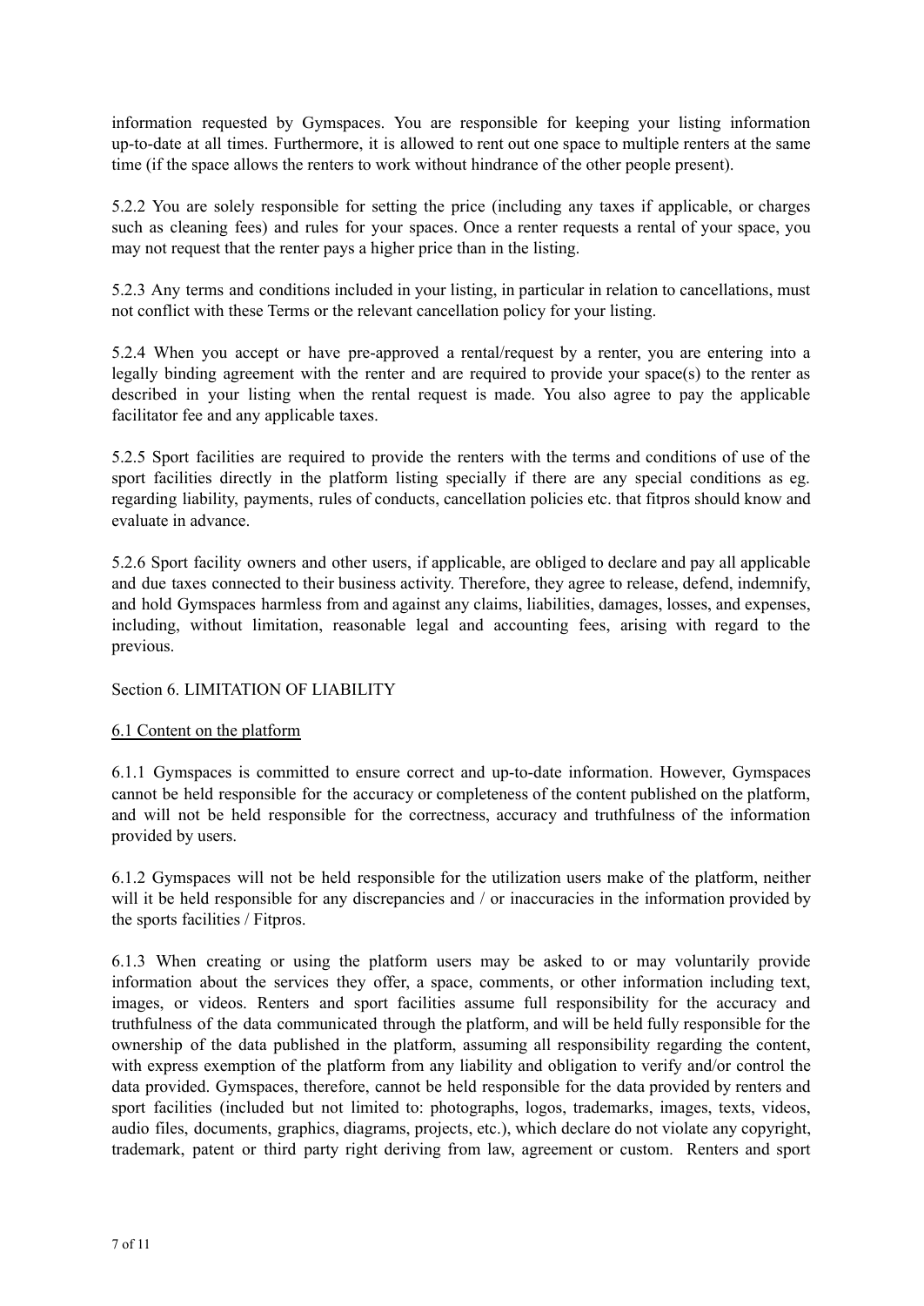information requested by Gymspaces. You are responsible for keeping your listing information up-to-date at all times. Furthermore, it is allowed to rent out one space to multiple renters at the same time (if the space allows the renters to work without hindrance of the other people present).

5.2.2 You are solely responsible for setting the price (including any taxes if applicable, or charges such as cleaning fees) and rules for your spaces. Once a renter requests a rental of your space, you may not request that the renter pays a higher price than in the listing.

5.2.3 Any terms and conditions included in your listing, in particular in relation to cancellations, must not conflict with these Terms or the relevant cancellation policy for your listing.

5.2.4 When you accept or have pre-approved a rental/request by a renter, you are entering into a legally binding agreement with the renter and are required to provide your space(s) to the renter as described in your listing when the rental request is made. You also agree to pay the applicable facilitator fee and any applicable taxes.

5.2.5 Sport facilities are required to provide the renters with the terms and conditions of use of the sport facilities directly in the platform listing specially if there are any special conditions as eg. regarding liability, payments, rules of conducts, cancellation policies etc. that fitpros should know and evaluate in advance.

5.2.6 Sport facility owners and other users, if applicable, are obliged to declare and pay all applicable and due taxes connected to their business activity. Therefore, they agree to release, defend, indemnify, and hold Gymspaces harmless from and against any claims, liabilities, damages, losses, and expenses, including, without limitation, reasonable legal and accounting fees, arising with regard to the previous.

## Section 6. LIMITATION OF LIABILITY

### 6.1 Content on the platform

6.1.1 Gymspaces is committed to ensure correct and up-to-date information. However, Gymspaces cannot be held responsible for the accuracy or completeness of the content published on the platform, and will not be held responsible for the correctness, accuracy and truthfulness of the information provided by users.

6.1.2 Gymspaces will not be held responsible for the utilization users make of the platform, neither will it be held responsible for any discrepancies and / or inaccuracies in the information provided by the sports facilities / Fitpros.

6.1.3 When creating or using the platform users may be asked to or may voluntarily provide information about the services they offer, a space, comments, or other information including text, images, or videos. Renters and sport facilities assume full responsibility for the accuracy and truthfulness of the data communicated through the platform, and will be held fully responsible for the ownership of the data published in the platform, assuming all responsibility regarding the content, with express exemption of the platform from any liability and obligation to verify and/or control the data provided. Gymspaces, therefore, cannot be held responsible for the data provided by renters and sport facilities (included but not limited to: photographs, logos, trademarks, images, texts, videos, audio files, documents, graphics, diagrams, projects, etc.), which declare do not violate any copyright, trademark, patent or third party right deriving from law, agreement or custom. Renters and sport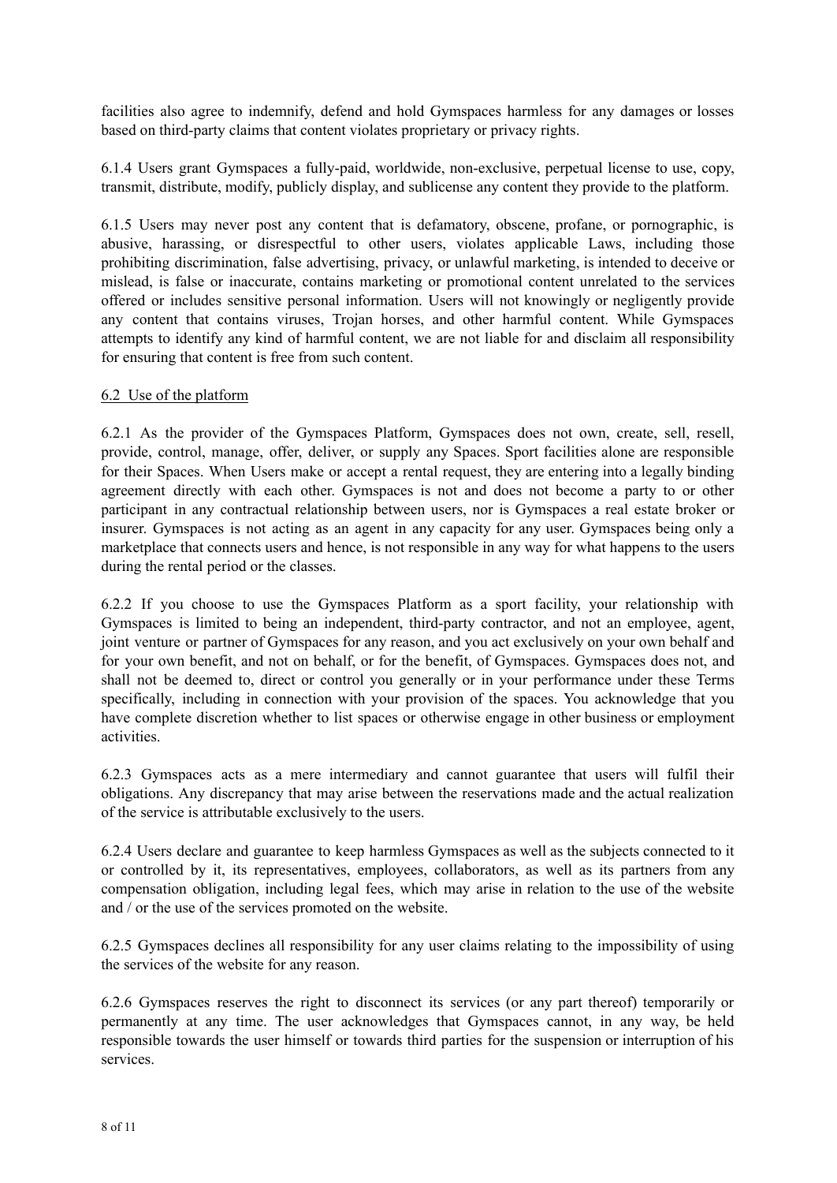facilities also agree to indemnify, defend and hold Gymspaces harmless for any damages or losses based on third-party claims that content violates proprietary or privacy rights.

6.1.4 Users grant Gymspaces a fully-paid, worldwide, non-exclusive, perpetual license to use, copy, transmit, distribute, modify, publicly display, and sublicense any content they provide to the platform.

6.1.5 Users may never post any content that is defamatory, obscene, profane, or pornographic, is abusive, harassing, or disrespectful to other users, violates applicable Laws, including those prohibiting discrimination, false advertising, privacy, or unlawful marketing, is intended to deceive or mislead, is false or inaccurate, contains marketing or promotional content unrelated to the services offered or includes sensitive personal information. Users will not knowingly or negligently provide any content that contains viruses, Trojan horses, and other harmful content. While Gymspaces attempts to identify any kind of harmful content, we are not liable for and disclaim all responsibility for ensuring that content is free from such content.

<u>6.2 Use of the platform</u>

6.2.1 As the provider of the Gymspaces Platform, Gymspaces does not own, create, sell, resell, provide, control, manage, offer, deliver, or supply any Spaces. Sport facilities alone are responsible for their Spaces. When Users make or accept a rental request, they are entering into a legally binding agreement directly with each other. Gymspaces is not and does not become a party to or other participant in any contractual relationship between users, nor is Gymspaces a real estate broker or insurer. Gymspaces is not acting as an agent in any capacity for any user. Gymspaces being only a marketplace that connects users and hence, is not responsible in any way for what happens to the users during the rental period or the classes.

6.2.2 If you choose to use the Gymspaces Platform as a sport facility, your relationship with Gymspaces is limited to being an independent, third-party contractor, and not an employee, agent, joint venture or partner of Gymspaces for any reason, and you act exclusively on your own behalf and for your own benefit, and not on behalf, or for the benefit, of Gymspaces. Gymspaces does not, and shall not be deemed to, direct or control you generally or in your performance under these Terms specifically, including in connection with your provision of the spaces. You acknowledge that you have complete discretion whether to list spaces or otherwise engage in other business or employment activities.

6.2.3 Gymspaces acts as a mere intermediary and cannot guarantee that users will fulfil their obligations. Any discrepancy that may arise between the reservations made and the actual realization of the service is attributable exclusively to the users.

6.2.4 Users declare and guarantee to keep harmless Gymspaces as well as the subjects connected to it or controlled by it, its representatives, employees, collaborators, as well as its partners from any compensation obligation, including legal fees, which may arise in relation to the use of the website and / or the use of the services promoted on the website.

6.2.5 Gymspaces declines all responsibility for any user claims relating to the impossibility of using the services of the website for any reason.

6.2.6 Gymspaces reserves the right to disconnect its services (or any part thereof) temporarily or permanently at any time. The user acknowledges that Gymspaces cannot, in any way, be held responsible towards the user himself or towards third parties for the suspension or interruption of his services.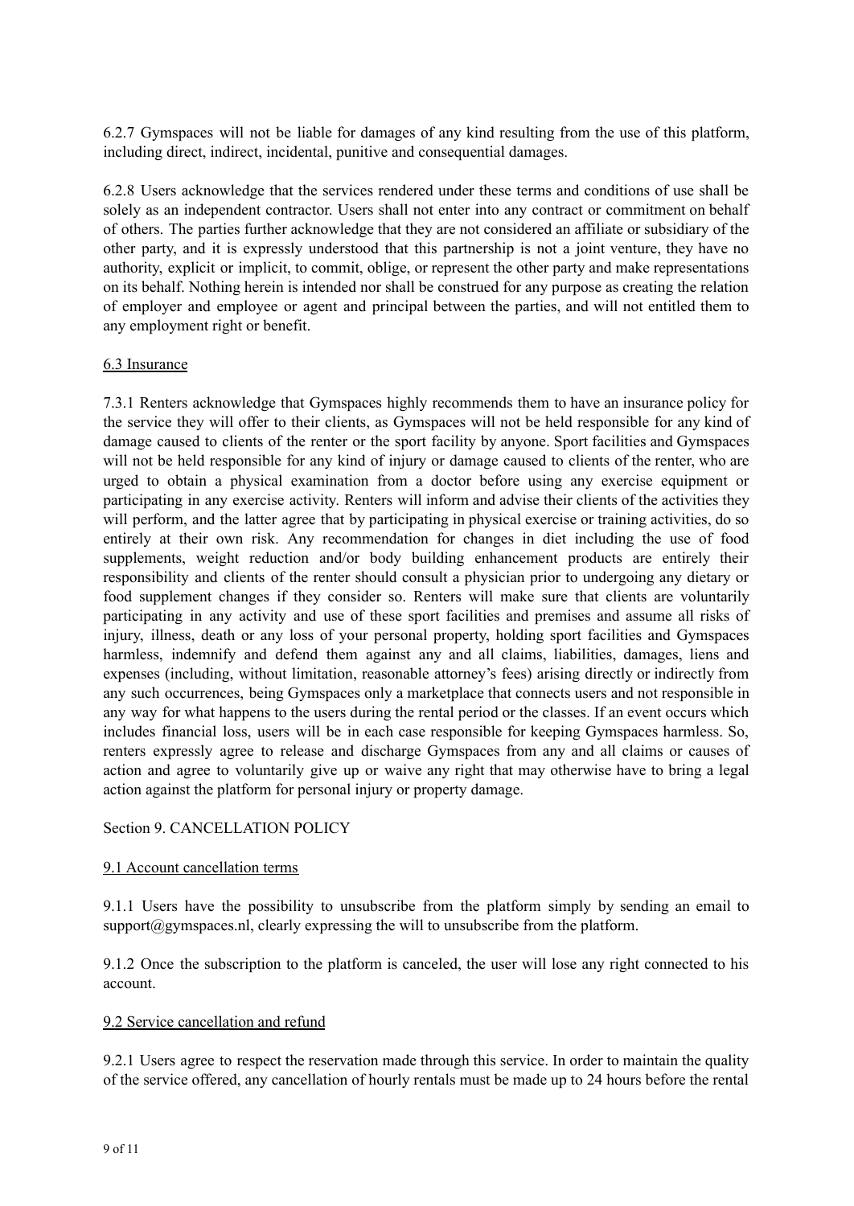6.2.7 Gymspaces will not be liable for damages of any kind resulting from the use of this platform, including direct, indirect, incidental, punitive and consequential damages.

6.2.8 Users acknowledge that the services rendered under these terms and conditions of use shall be solely as an independent contractor. Users shall not enter into any contract or commitment on behalf of others. The parties further acknowledge that they are not considered an affiliate or subsidiary of the other party, and it is expressly understood that this partnership is not a joint venture, they have no authority, explicit or implicit, to commit, oblige, or represent the other party and make representations on its behalf. Nothing herein is intended nor shall be construed for any purpose as creating the relation of employer and employee or agent and principal between the parties, and will not entitled them to any employment right or benefit.

<u>6.3 Insurance</u>

7.3.1 Renters acknowledge that Gymspaces highly recommends them to have an insurance policy for the service they will offer to their clients, as Gymspaces will not be held responsible for any kind of damage caused to clients of the renter or the sport facility by anyone. Sport facilities and Gymspaces will not be held responsible for any kind of injury or damage caused to clients of the renter, who are urged to obtain a physical examination from a doctor before using any exercise equipment or participating in any exercise activity. Renters will inform and advise their clients of the activities they will perform, and the latter agree that by participating in physical exercise or training activities, do so entirely at their own risk. Any recommendation for changes in diet including the use of food supplements, weight reduction and/or body building enhancement products are entirely their responsibility and clients of the renter should consult a physician prior to undergoing any dietary or food supplement changes if they consider so. Renters will make sure that clients are voluntarily participating in any activity and use of these sport facilities and premises and assume all risks of injury, illness, death or any loss of your personal property, holding sport facilities and Gymspaces harmless, indemnify and defend them against any and all claims, liabilities, damages, liens and expenses (including, without limitation, reasonable attorney's fees) arising directly or indirectly from any such occurrences, being Gymspaces only a marketplace that connects users and not responsible in any way for what happens to the users during the rental period or the classes. If an event occurs which includes financial loss, users will be in each case responsible for keeping Gymspaces harmless. So, renters expressly agree to release and discharge Gymspaces from any and all claims or causes of action and agree to voluntarily give up or waive any right that may otherwise have to bring a legal action against the platform for personal injury or property damage.

## Section 9. CANCELLATION POLICY

<u>9.1 Account cancellation terms</u>

9.1.1 Users have the possibility to unsubscribe from the platform simply by sending an email to support@gymspaces.nl, clearly expressing the will to unsubscribe from the platform.

9.1.2 Once the subscription to the platform is canceled, the user will lose any right connected to his account.

<u>9.2 Service cancellation and refund</u>

9.2.1 Users agree to respect the reservation made through this service. In order to maintain the quality of the service offered, any cancellation of hourly rentals must be made up to 24 hours before the rental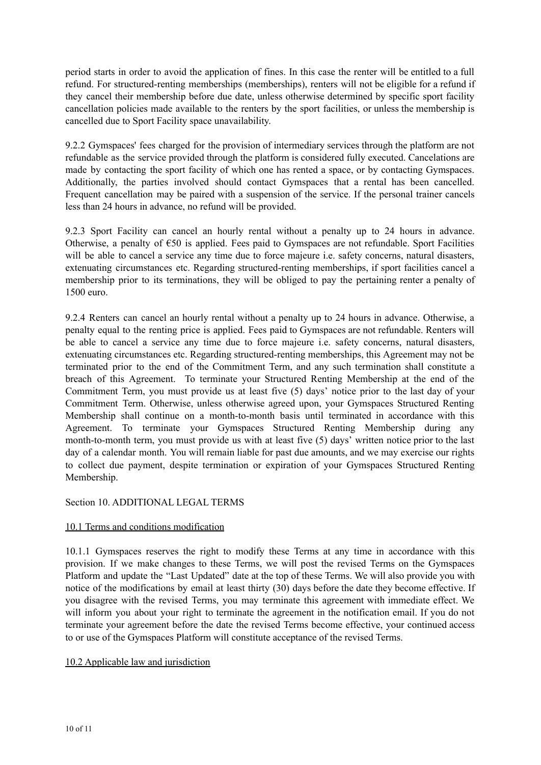period starts in order to avoid the application of fines. In this case the renter will be entitled to a full refund. For structured-renting memberships (memberships), renters will not be eligible for a refund if they cancel their membership before due date, unless otherwise determined by specific sport facility cancellation policies made available to the renters by the sport facilities, or unless the membership is cancelled due to Sport Facility space unavailability.

9.2.2 Gymspaces' fees charged for the provision of intermediary services through the platform are not refundable as the service provided through the platform is considered fully executed. Cancelations are made by contacting the sport facility of which one has rented a space, or by contacting Gymspaces. Additionally, the parties involved should contact Gymspaces that a rental has been cancelled. Frequent cancellation may be paired with a suspension of the service. If the personal trainer cancels less than 24 hours in advance, no refund will be provided.

9.2.3 Sport Facility can cancel an hourly rental without a penalty up to 24 hours in advance. Otherwise, a penalty of €50 is applied. Fees paid to Gymspaces are not refundable. Sport Facilities will be able to cancel a service any time due to force majeure i.e. safety concerns, natural disasters, extenuating circumstances etc. Regarding structured-renting memberships, if sport facilities cancel a membership prior to its terminations, they will be obliged to pay the pertaining renter a penalty of 1500 euro.

9.2.4 Renters can cancel an hourly rental without a penalty up to 24 hours in advance. Otherwise, a penalty equal to the renting price is applied. Fees paid to Gymspaces are not refundable. Renters will be able to cancel a service any time due to force majeure i.e. safety concerns, natural disasters, extenuating circumstances etc. Regarding structured-renting memberships, this Agreement may not be terminated prior to the end of the Commitment Term, and any such termination shall constitute a breach of this Agreement. To terminate your Structured Renting Membership at the end of the Commitment Term, you must provide us at least five (5) days' notice prior to the last day of your Commitment Term. Otherwise, unless otherwise agreed upon, your Gymspaces Structured Renting Membership shall continue on a month-to-month basis until terminated in accordance with this Agreement. To terminate your Gymspaces Structured Renting Membership during any month-to-month term, you must provide us with at least five (5) days' written notice prior to the last day of a calendar month. You will remain liable for past due amounts, and we may exercise our rights to collect due payment, despite termination or expiration of your Gymspaces Structured Renting Membership.

## Section 10. ADDITIONAL LEGAL TERMS

### 10.1 Terms and conditions modification

10.1.1 Gymspaces reserves the right to modify these Terms at any time in accordance with this provision. If we make changes to these Terms, we will post the revised Terms on the Gymspaces Platform and update the "Last Updated" date at the top of these Terms. We will also provide you with notice of the modifications by email at least thirty (30) days before the date they become effective. If you disagree with the revised Terms, you may terminate this agreement with immediate effect. We will inform you about your right to terminate the agreement in the notification email. If you do not terminate your agreement before the date the revised Terms become effective, your continued access to or use of the Gymspaces Platform will constitute acceptance of the revised Terms.

### 10.2 Applicable law and jurisdiction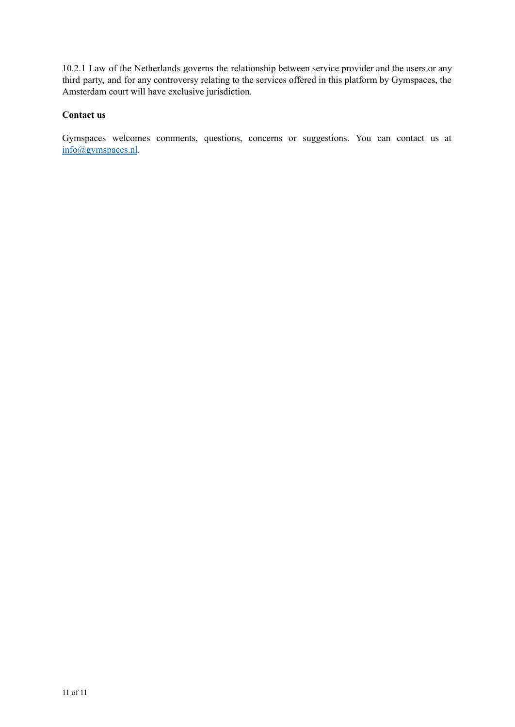10.2.1 Law of the Netherlands governs the relationship between service provider and the users or any third party, and for any controversy relating to the services offered in this platform by Gymspaces, the Amsterdam court will have exclusive jurisdiction.

**Contact us**

Gymspaces welcomes comments, questions, concerns or suggestions. You can contact us at [info@gymspaces.nl](mailto:info@gymspaces.nl).